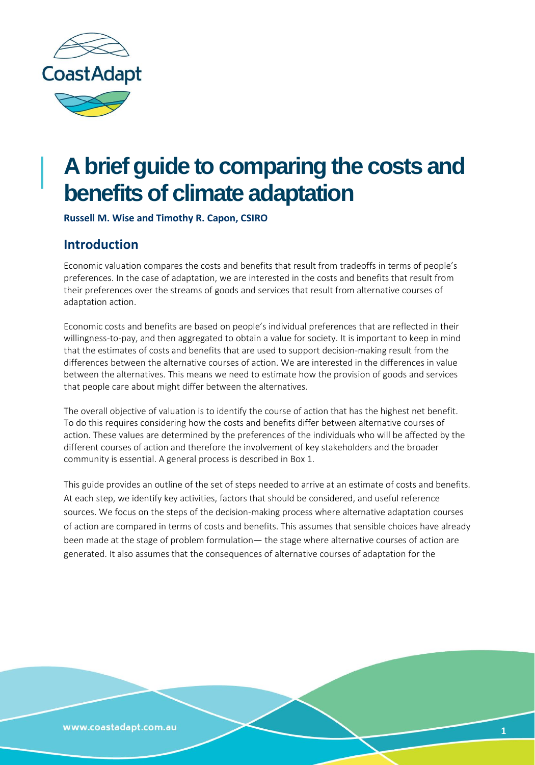# A brief guide to comparing the costs and benefits of climate adaptation

**Russell M. Wise and Timothy R. Capon, CSIRO**

## Introduction

Economic valuation compares the costs and benefits that result from tradeoffs in terms of people's preferences. In the case of adaptation, we are interested in the costs and benefits that result from their preferences over the streams of goods and services that result from alternative courses of adaptation action.

Economic costs and benefits are based on people's individual preferences that are reflected in their willingness-to-pay, and then aggregated to obtain a value for society. It is important to keep in mind that the estimates of costs and benefits that are used to support decision-making result from the differences between the alternative courses of action. We are interested in the differences in value between the alternatives. This means we need to estimate how the provision of goods and services that people care about might differ between the alternatives.

The overall objective of valuation is to identify the course of action that has the highest net benefit. To do this requires considering how the costs and benefits differ between alternative courses of action. These values are determined by the preferences of the individuals who will be affected by the different courses of action and therefore the involvement of key stakeholders and the broader community is essential. A general process is described in Box 1.

This guide provides an outline of the set of steps needed to arrive at an estimate of costs and benefits. At each step, we identify key activities, factors that should be considered, and useful reference sources. We focus on the steps of the decision-making process where alternative adaptation courses of action are compared in terms of costs and benefits. This assumes that sensible choices have already been made at the stage of problem formulation— the stage where alternative courses of action are generated. It also assumes that the consequences of alternative courses of adaptation for the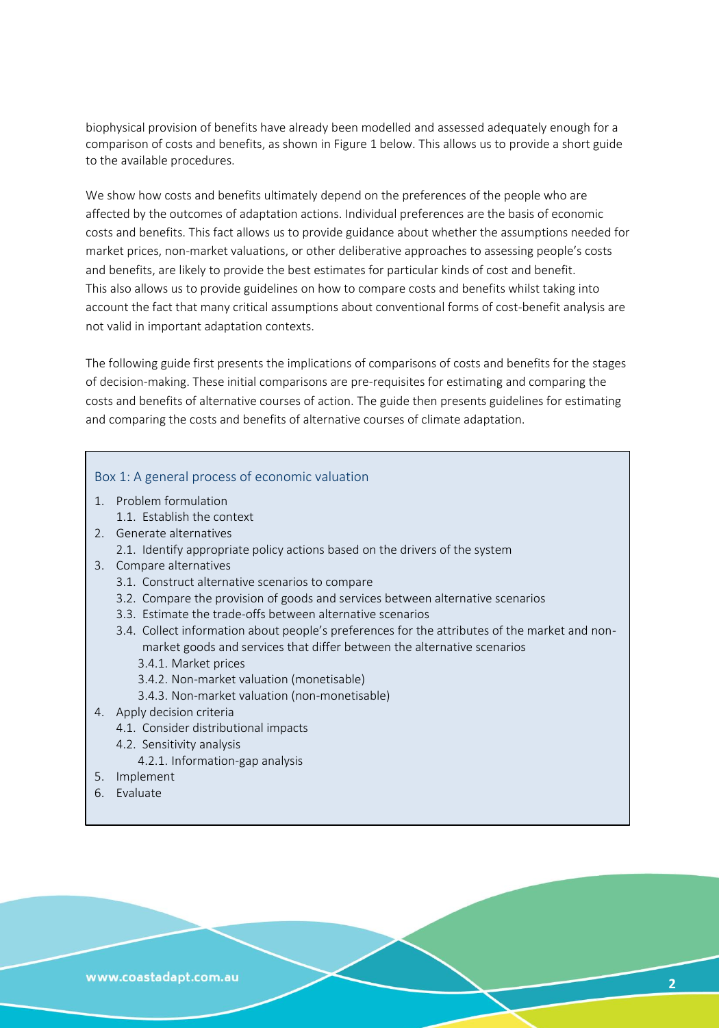biophysical provision of benefits have already been modelled and assessed adequately enough for a comparison of costs and benefits, as shown in Figure 1 below. This allows us to provide a short guide to the available procedures.

We show how costs and benefits ultimately depend on the preferences of the people who are affected by the outcomes of adaptation actions. Individual preferences are the basis of economic costs and benefits. This fact allows us to provide guidance about whether the assumptions needed for market prices, non-market valuations, or other deliberative approaches to assessing people's costs and benefits, are likely to provide the best estimates for particular kinds of cost and benefit. This also allows us to provide guidelines on how to compare costs and benefits whilst taking into account the fact that many critical assumptions about conventional forms of cost-benefit analysis are not valid in important adaptation contexts.

The following guide first presents the implications of comparisons of costs and benefits for the stages of decision-making. These initial comparisons are pre-requisites for estimating and comparing the costs and benefits of alternative courses of action. The guide then presents guidelines for estimating and comparing the costs and benefits of alternative courses of climate adaptation.

### Box 1: A general process of economic valuation

1. Problem formulation
   1.1. Establish the context
2. Generate alternatives
   2.1. Identify appropriate policy actions based on the drivers of the system
3. Compare alternatives
   3.1. Construct alternative scenarios to compare
   3.2. Compare the provision of goods and services between alternative scenarios
   3.3. Estimate the trade-offs between alternative scenarios
   3.4. Collect information about people's preferences for the attributes of the market and non-market goods and services that differ between the alternative scenarios
      3.4.1. Market prices
      3.4.2. Non-market valuation (monetisable)
      3.4.3. Non-market valuation (non-monetisable)
4. Apply decision criteria
   4.1. Consider distributional impacts
   4.2. Sensitivity analysis
      4.2.1. Information-gap analysis
5. Implement
6. Evaluate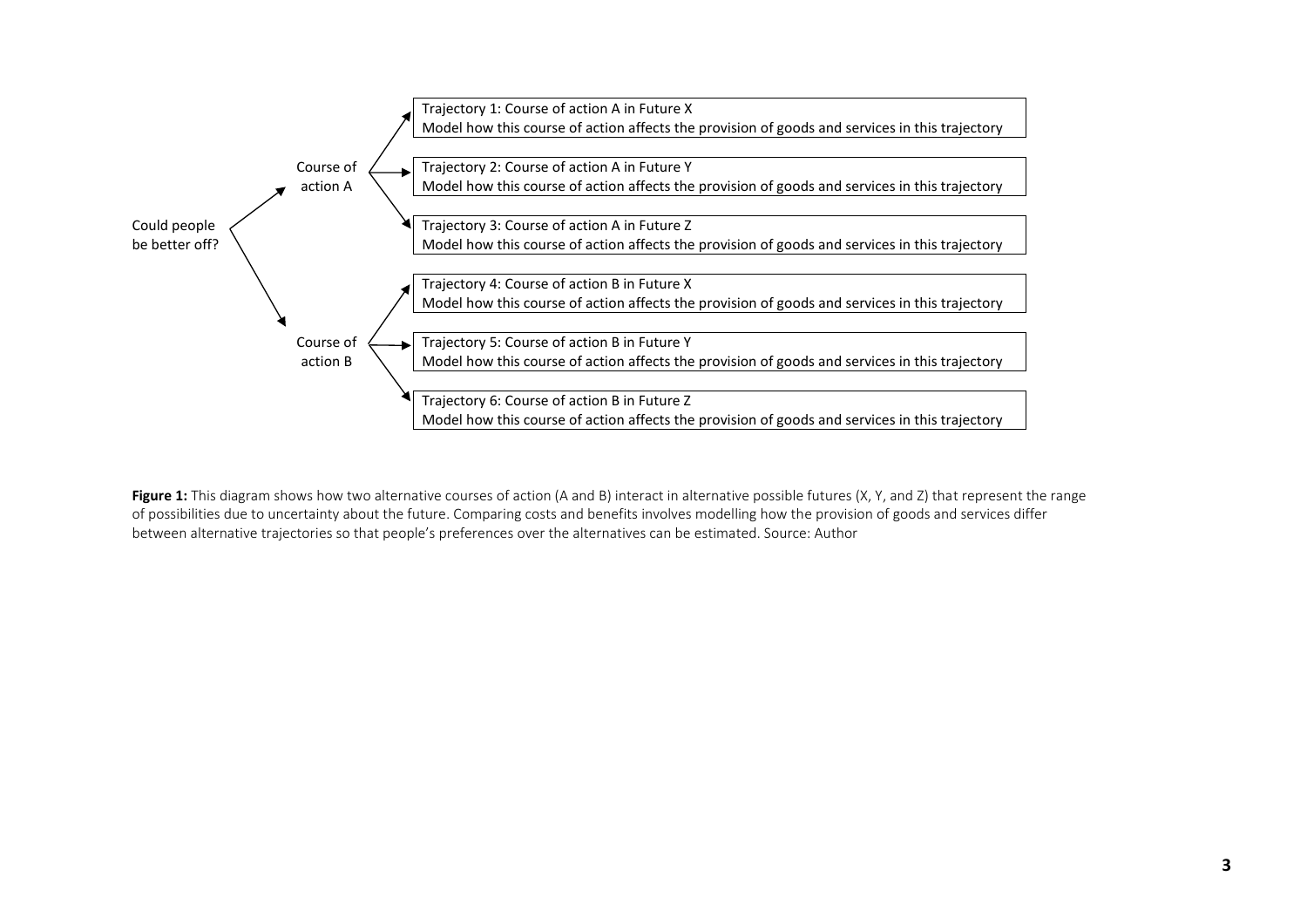Could people be better off?

- Course of action A
  - Trajectory 1: Course of action A in Future X
    Model how this course of action affects the provision of goods and services in this trajectory
  - Trajectory 2: Course of action A in Future Y
    Model how this course of action affects the provision of goods and services in this trajectory
  - Trajectory 3: Course of action A in Future Z
    Model how this course of action affects the provision of goods and services in this trajectory
- Course of action B
  - Trajectory 4: Course of action B in Future X
    Model how this course of action affects the provision of goods and services in this trajectory
  - Trajectory 5: Course of action B in Future Y
    Model how this course of action affects the provision of goods and services in this trajectory
  - Trajectory 6: Course of action B in Future Z
    Model how this course of action affects the provision of goods and services in this trajectory

**Figure 1:** This diagram shows how two alternative courses of action (A and B) interact in alternative possible futures (X, Y, and Z) that represent the range of possibilities due to uncertainty about the future. Comparing costs and benefits involves modelling how the provision of goods and services differ between alternative trajectories so that people's preferences over the alternatives can be estimated. Source: Author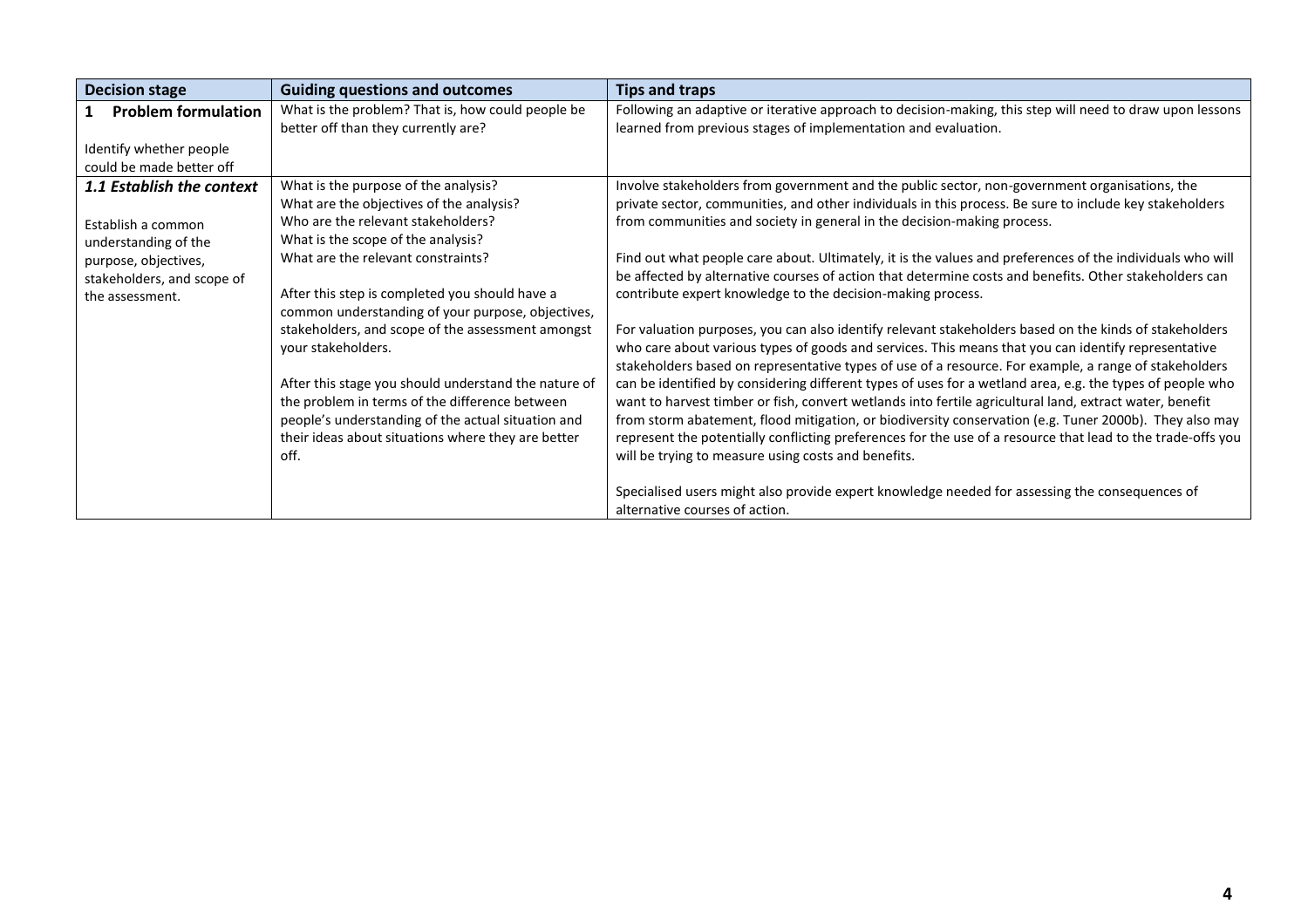| Decision stage | Guiding questions and outcomes | Tips and traps |
|---|---|---|
| **1 Problem formulation**<br><br>Identify whether people could be made better off | What is the problem? That is, how could people be better off than they currently are? | Following an adaptive or iterative approach to decision-making, this step will need to draw upon lessons learned from previous stages of implementation and evaluation. |
| ***1.1 Establish the context***<br><br>Establish a common understanding of the purpose, objectives, stakeholders, and scope of the assessment. | What is the purpose of the analysis?<br>What are the objectives of the analysis?<br>Who are the relevant stakeholders?<br>What is the scope of the analysis?<br>What are the relevant constraints?<br><br>After this step is completed you should have a common understanding of your purpose, objectives, stakeholders, and scope of the assessment amongst your stakeholders.<br><br>After this stage you should understand the nature of the problem in terms of the difference between people's understanding of the actual situation and their ideas about situations where they are better off. | Involve stakeholders from government and the public sector, non-government organisations, the private sector, communities, and other individuals in this process. Be sure to include key stakeholders from communities and society in general in the decision-making process.<br><br>Find out what people care about. Ultimately, it is the values and preferences of the individuals who will be affected by alternative courses of action that determine costs and benefits. Other stakeholders can contribute expert knowledge to the decision-making process.<br><br>For valuation purposes, you can also identify relevant stakeholders based on the kinds of stakeholders who care about various types of goods and services. This means that you can identify representative stakeholders based on representative types of use of a resource. For example, a range of stakeholders can be identified by considering different types of uses for a wetland area, e.g. the types of people who want to harvest timber or fish, convert wetlands into fertile agricultural land, extract water, benefit from storm abatement, flood mitigation, or biodiversity conservation (e.g. Tuner 2000b). They also may represent the potentially conflicting preferences for the use of a resource that lead to the trade-offs you will be trying to measure using costs and benefits.<br><br>Specialised users might also provide expert knowledge needed for assessing the consequences of alternative courses of action. |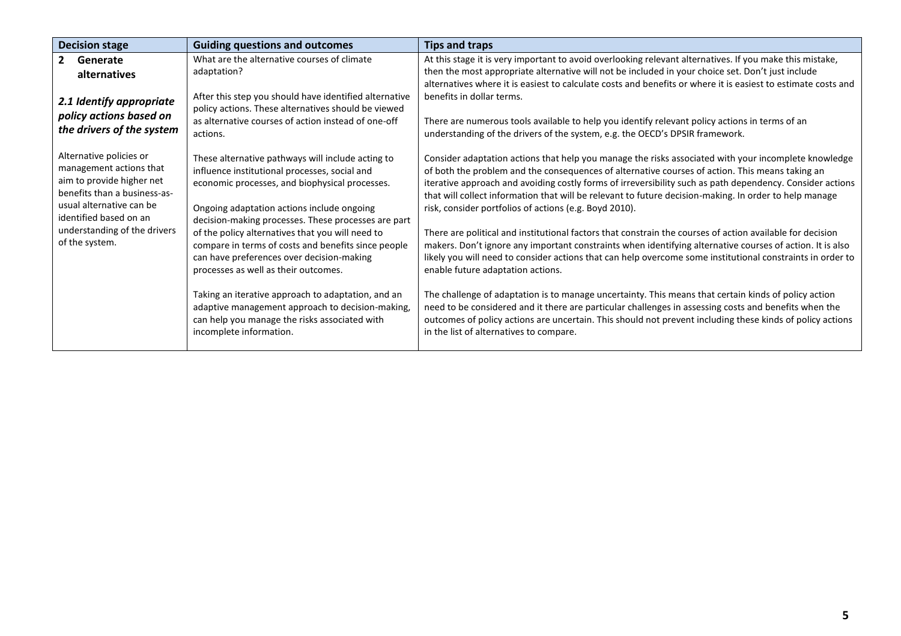| Decision stage | Guiding questions and outcomes | Tips and traps |
|---|---|---|
| **2 Generate alternatives**<br><br>***2.1 Identify appropriate policy actions based on the drivers of the system***<br><br>Alternative policies or management actions that aim to provide higher net benefits than a business-as-usual alternative can be identified based on an understanding of the drivers of the system. | What are the alternative courses of climate adaptation?<br><br>After this step you should have identified alternative policy actions. These alternatives should be viewed as alternative courses of action instead of one-off actions.<br><br>These alternative pathways will include acting to influence institutional processes, social and economic processes, and biophysical processes.<br><br>Ongoing adaptation actions include ongoing decision-making processes. These processes are part of the policy alternatives that you will need to compare in terms of costs and benefits since people can have preferences over decision-making processes as well as their outcomes.<br><br>Taking an iterative approach to adaptation, and an adaptive management approach to decision-making, can help you manage the risks associated with incomplete information. | At this stage it is very important to avoid overlooking relevant alternatives. If you make this mistake, then the most appropriate alternative will not be included in your choice set. Don't just include alternatives where it is easiest to calculate costs and benefits or where it is easiest to estimate costs and benefits in dollar terms.<br><br>There are numerous tools available to help you identify relevant policy actions in terms of an understanding of the drivers of the system, e.g. the OECD's DPSIR framework.<br><br>Consider adaptation actions that help you manage the risks associated with your incomplete knowledge of both the problem and the consequences of alternative courses of action. This means taking an iterative approach and avoiding costly forms of irreversibility such as path dependency. Consider actions that will collect information that will be relevant to future decision-making. In order to help manage risk, consider portfolios of actions (e.g. Boyd 2010).<br><br>There are political and institutional factors that constrain the courses of action available for decision makers. Don't ignore any important constraints when identifying alternative courses of action. It is also likely you will need to consider actions that can help overcome some institutional constraints in order to enable future adaptation actions.<br><br>The challenge of adaptation is to manage uncertainty. This means that certain kinds of policy action need to be considered and it there are particular challenges in assessing costs and benefits when the outcomes of policy actions are uncertain. This should not prevent including these kinds of policy actions in the list of alternatives to compare. |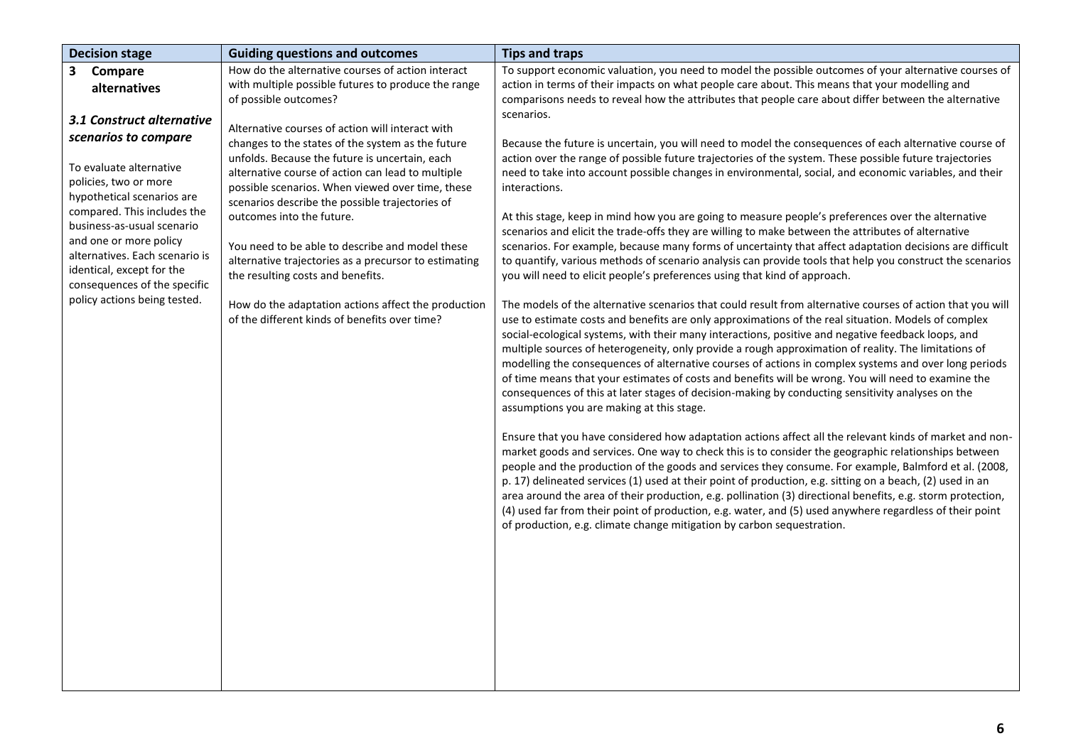| Decision stage | Guiding questions and outcomes | Tips and traps |
|---|---|---|
| **3 Compare alternatives**<br><br>***3.1 Construct alternative scenarios to compare***<br><br>To evaluate alternative policies, two or more hypothetical scenarios are compared. This includes the business-as-usual scenario and one or more policy alternatives. Each scenario is identical, except for the consequences of the specific policy actions being tested. | How do the alternative courses of action interact with multiple possible futures to produce the range of possible outcomes?<br><br>Alternative courses of action will interact with changes to the states of the system as the future unfolds. Because the future is uncertain, each alternative course of action can lead to multiple possible scenarios. When viewed over time, these scenarios describe the possible trajectories of outcomes into the future.<br><br>You need to be able to describe and model these alternative trajectories as a precursor to estimating the resulting costs and benefits.<br><br>How do the adaptation actions affect the production of the different kinds of benefits over time? | To support economic valuation, you need to model the possible outcomes of your alternative courses of action in terms of their impacts on what people care about. This means that your modelling and comparisons needs to reveal how the attributes that people care about differ between the alternative scenarios.<br><br>Because the future is uncertain, you will need to model the consequences of each alternative course of action over the range of possible future trajectories of the system. These possible future trajectories need to take into account possible changes in environmental, social, and economic variables, and their interactions.<br><br>At this stage, keep in mind how you are going to measure people's preferences over the alternative scenarios and elicit the trade-offs they are willing to make between the attributes of alternative scenarios. For example, because many forms of uncertainty that affect adaptation decisions are difficult to quantify, various methods of scenario analysis can provide tools that help you construct the scenarios you will need to elicit people's preferences using that kind of approach.<br><br>The models of the alternative scenarios that could result from alternative courses of action that you will use to estimate costs and benefits are only approximations of the real situation. Models of complex social-ecological systems, with their many interactions, positive and negative feedback loops, and multiple sources of heterogeneity, only provide a rough approximation of reality. The limitations of modelling the consequences of alternative courses of actions in complex systems and over long periods of time means that your estimates of costs and benefits will be wrong. You will need to examine the consequences of this at later stages of decision-making by conducting sensitivity analyses on the assumptions you are making at this stage.<br><br>Ensure that you have considered how adaptation actions affect all the relevant kinds of market and non-market goods and services. One way to check this is to consider the geographic relationships between people and the production of the goods and services they consume. For example, Balmford et al. (2008, p. 17) delineated services (1) used at their point of production, e.g. sitting on a beach, (2) used in an area around the area of their production, e.g. pollination (3) directional benefits, e.g. storm protection, (4) used far from their point of production, e.g. water, and (5) used anywhere regardless of their point of production, e.g. climate change mitigation by carbon sequestration. |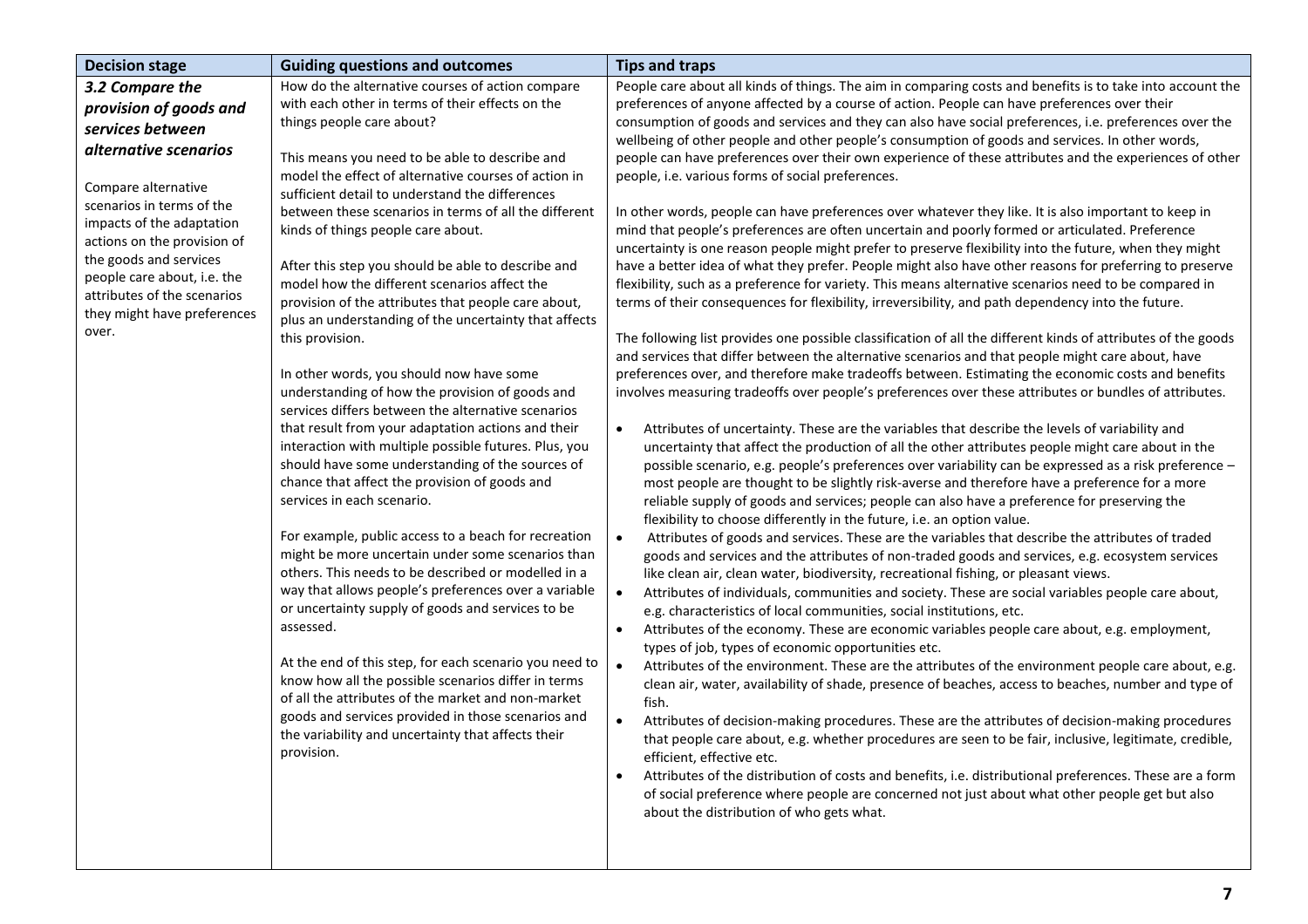| Decision stage | Guiding questions and outcomes | Tips and traps |
|---|---|---|
| ***3.2 Compare the provision of goods and services between alternative scenarios***<br><br>Compare alternative scenarios in terms of the impacts of the adaptation actions on the provision of the goods and services people care about, i.e. the attributes of the scenarios they might have preferences over. | How do the alternative courses of action compare with each other in terms of their effects on the things people care about?<br><br>This means you need to be able to describe and model the effect of alternative courses of action in sufficient detail to understand the differences between these scenarios in terms of all the different kinds of things people care about.<br><br>After this step you should be able to describe and model how the different scenarios affect the provision of the attributes that people care about, plus an understanding of the uncertainty that affects this provision.<br><br>In other words, you should now have some understanding of how the provision of goods and services differs between the alternative scenarios that result from your adaptation actions and their interaction with multiple possible futures. Plus, you should have some understanding of the sources of chance that affect the provision of goods and services in each scenario.<br><br>For example, public access to a beach for recreation might be more uncertain under some scenarios than others. This needs to be described or modelled in a way that allows people's preferences over a variable or uncertainty supply of goods and services to be assessed.<br><br>At the end of this step, for each scenario you need to know how all the possible scenarios differ in terms of all the attributes of the market and non-market goods and services provided in those scenarios and the variability and uncertainty that affects their provision. | People care about all kinds of things. The aim in comparing costs and benefits is to take into account the preferences of anyone affected by a course of action. People can have preferences over their consumption of goods and services and they can also have social preferences, i.e. preferences over the wellbeing of other people and other people's consumption of goods and services. In other words, people can have preferences over their own experience of these attributes and the experiences of other people, i.e. various forms of social preferences.<br><br>In other words, people can have preferences over whatever they like. It is also important to keep in mind that people's preferences are often uncertain and poorly formed or articulated. Preference uncertainty is one reason people might prefer to preserve flexibility into the future, when they might have a better idea of what they prefer. People might also have other reasons for preferring to preserve flexibility, such as a preference for variety. This means alternative scenarios need to be compared in terms of their consequences for flexibility, irreversibility, and path dependency into the future.<br><br>The following list provides one possible classification of all the different kinds of attributes of the goods and services that differ between the alternative scenarios and that people might care about, have preferences over, and therefore make tradeoffs between. Estimating the economic costs and benefits involves measuring tradeoffs over people's preferences over these attributes or bundles of attributes.<br><br>• Attributes of uncertainty. These are the variables that describe the levels of variability and uncertainty that affect the production of all the other attributes people might care about in the possible scenario, e.g. people's preferences over variability can be expressed as a risk preference – most people are thought to be slightly risk-averse and therefore have a preference for a more reliable supply of goods and services; people can also have a preference for preserving the flexibility to choose differently in the future, i.e. an option value.<br>• Attributes of goods and services. These are the variables that describe the attributes of traded goods and services and the attributes of non-traded goods and services, e.g. ecosystem services like clean air, clean water, biodiversity, recreational fishing, or pleasant views.<br>• Attributes of individuals, communities and society. These are social variables people care about, e.g. characteristics of local communities, social institutions, etc.<br>• Attributes of the economy. These are economic variables people care about, e.g. employment, types of job, types of economic opportunities etc.<br>• Attributes of the environment. These are the attributes of the environment people care about, e.g. clean air, water, availability of shade, presence of beaches, access to beaches, number and type of fish.<br>• Attributes of decision-making procedures. These are the attributes of decision-making procedures that people care about, e.g. whether procedures are seen to be fair, inclusive, legitimate, credible, efficient, effective etc.<br>• Attributes of the distribution of costs and benefits, i.e. distributional preferences. These are a form of social preference where people are concerned not just about what other people get but also about the distribution of who gets what. |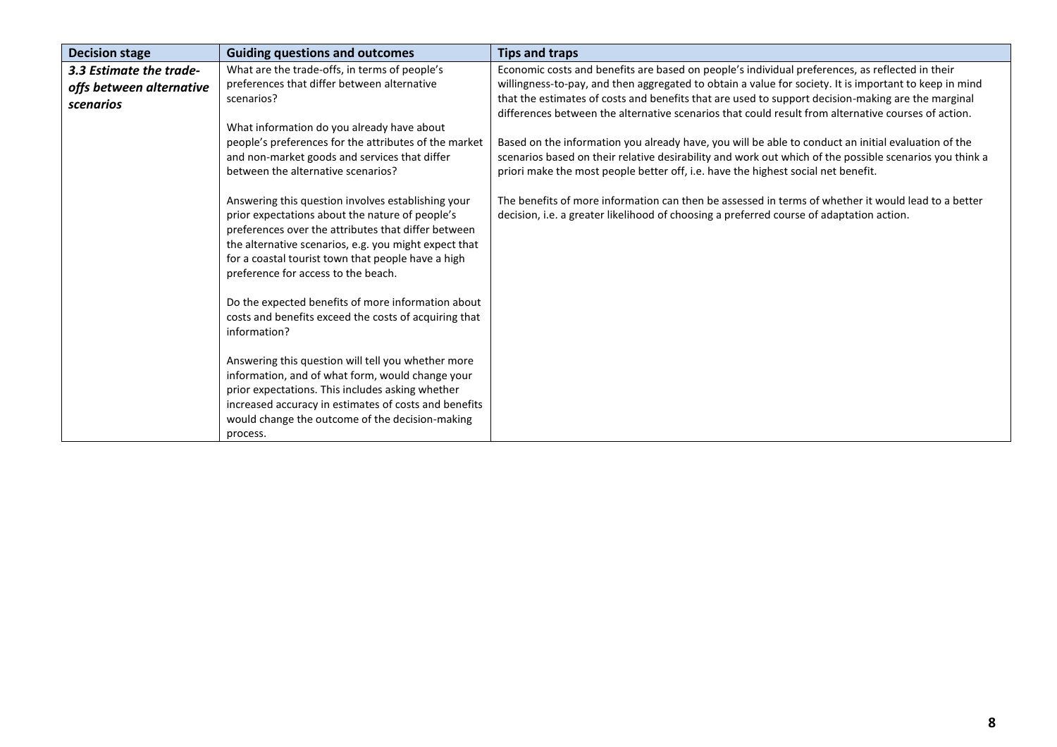| Decision stage | Guiding questions and outcomes | Tips and traps |
|---|---|---|
| ***3.3 Estimate the trade-offs between alternative scenarios*** | What are the trade-offs, in terms of people's preferences that differ between alternative scenarios?<br><br>What information do you already have about people's preferences for the attributes of the market and non-market goods and services that differ between the alternative scenarios?<br><br>Answering this question involves establishing your prior expectations about the nature of people's preferences over the attributes that differ between the alternative scenarios, e.g. you might expect that for a coastal tourist town that people have a high preference for access to the beach.<br><br>Do the expected benefits of more information about costs and benefits exceed the costs of acquiring that information?<br><br>Answering this question will tell you whether more information, and of what form, would change your prior expectations. This includes asking whether increased accuracy in estimates of costs and benefits would change the outcome of the decision-making process. | Economic costs and benefits are based on people's individual preferences, as reflected in their willingness-to-pay, and then aggregated to obtain a value for society. It is important to keep in mind that the estimates of costs and benefits that are used to support decision-making are the marginal differences between the alternative scenarios that could result from alternative courses of action.<br><br>Based on the information you already have, you will be able to conduct an initial evaluation of the scenarios based on their relative desirability and work out which of the possible scenarios you think a priori make the most people better off, i.e. have the highest social net benefit.<br><br>The benefits of more information can then be assessed in terms of whether it would lead to a better decision, i.e. a greater likelihood of choosing a preferred course of adaptation action. |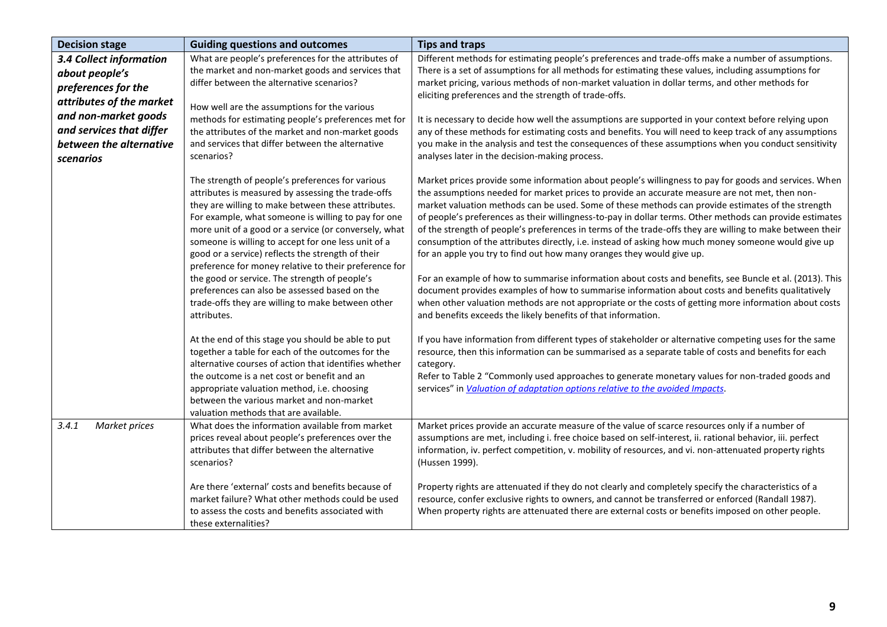| Decision stage | Guiding questions and outcomes | Tips and traps |
|---|---|---|
| ***3.4 Collect information about people's preferences for the attributes of the market and non-market goods and services that differ between the alternative scenarios*** | What are people's preferences for the attributes of the market and non-market goods and services that differ between the alternative scenarios?<br><br>How well are the assumptions for the various methods for estimating people's preferences met for the attributes of the market and non-market goods and services that differ between the alternative scenarios? | Different methods for estimating people's preferences and trade-offs make a number of assumptions. There is a set of assumptions for all methods for estimating these values, including assumptions for market pricing, various methods of non-market valuation in dollar terms, and other methods for eliciting preferences and the strength of trade-offs.<br><br>It is necessary to decide how well the assumptions are supported in your context before relying upon any of these methods for estimating costs and benefits. You will need to keep track of any assumptions you make in the analysis and test the consequences of these assumptions when you conduct sensitivity analyses later in the decision-making process. |
| | The strength of people's preferences for various attributes is measured by assessing the trade-offs they are willing to make between these attributes. For example, what someone is willing to pay for one more unit of a good or a service (or conversely, what someone is willing to accept for one less unit of a good or a service) reflects the strength of their preference for money relative to their preference for the good or service. The strength of people's preferences can also be assessed based on the trade-offs they are willing to make between other attributes. | Market prices provide some information about people's willingness to pay for goods and services. When the assumptions needed for market prices to provide an accurate measure are not met, then non-market valuation methods can be used. Some of these methods can provide estimates of the strength of people's preferences as their willingness-to-pay in dollar terms. Other methods can provide estimates of the strength of people's preferences in terms of the trade-offs they are willing to make between their consumption of the attributes directly, i.e. instead of asking how much money someone would give up for an apple you try to find out how many oranges they would give up.<br><br>For an example of how to summarise information about costs and benefits, see Buncle et al. (2013). This document provides examples of how to summarise information about costs and benefits qualitatively when other valuation methods are not appropriate or the costs of getting more information about costs and benefits exceeds the likely benefits of that information. |
| | At the end of this stage you should be able to put together a table for each of the outcomes for the alternative courses of action that identifies whether the outcome is a net cost or benefit and an appropriate valuation method, i.e. choosing between the various market and non-market valuation methods that are available. | If you have information from different types of stakeholder or alternative competing uses for the same resource, then this information can be summarised as a separate table of costs and benefits for each category.<br>Refer to Table 2 "Commonly used approaches to generate monetary values for non-traded goods and services" in *Valuation of adaptation options relative to the avoided Impacts*. |
| *3.4.1 Market prices* | What does the information available from market prices reveal about people's preferences over the attributes that differ between the alternative scenarios?<br><br>Are there 'external' costs and benefits because of market failure? What other methods could be used to assess the costs and benefits associated with these externalities? | Market prices provide an accurate measure of the value of scarce resources only if a number of assumptions are met, including i. free choice based on self-interest, ii. rational behavior, iii. perfect information, iv. perfect competition, v. mobility of resources, and vi. non-attenuated property rights (Hussen 1999).<br><br>Property rights are attenuated if they do not clearly and completely specify the characteristics of a resource, confer exclusive rights to owners, and cannot be transferred or enforced (Randall 1987). When property rights are attenuated there are external costs or benefits imposed on other people. |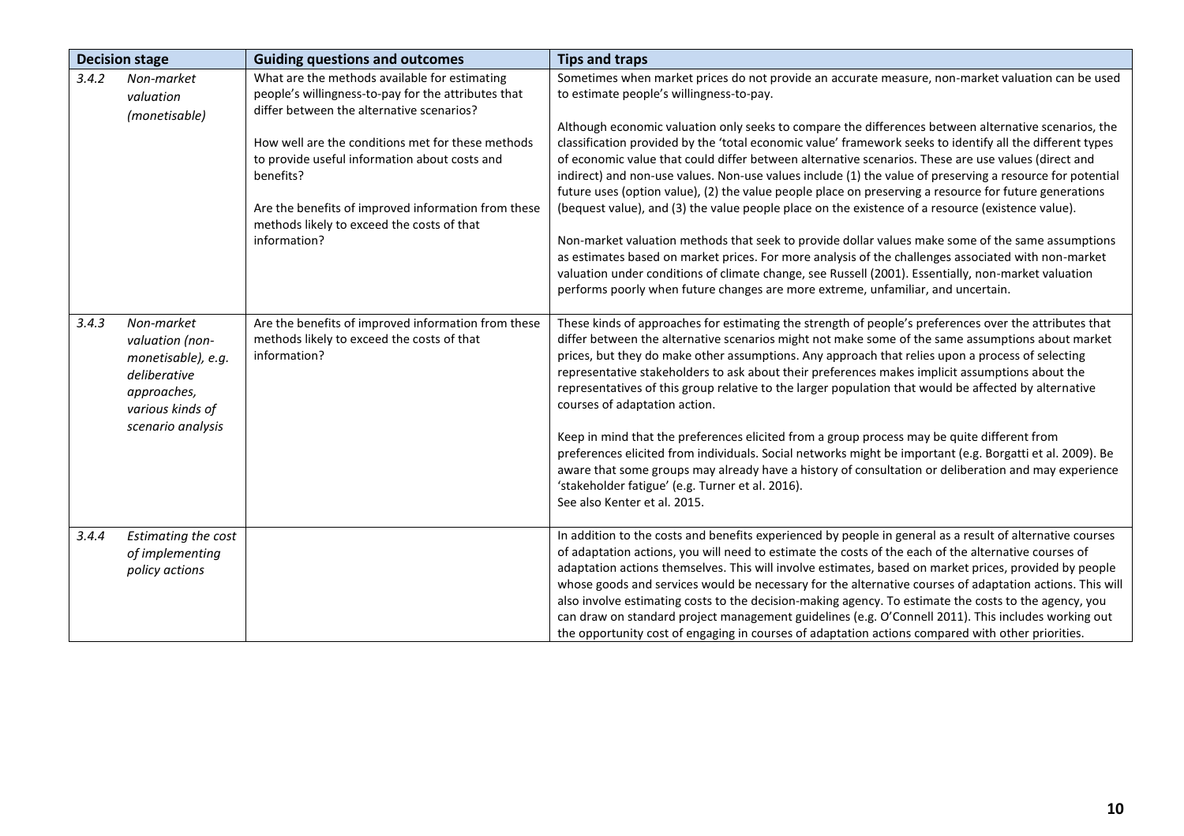| Decision stage | Guiding questions and outcomes | Tips and traps |
| --- | --- | --- |
| *3.4.2 Non-market valuation (monetisable)* | What are the methods available for estimating people's willingness-to-pay for the attributes that differ between the alternative scenarios?<br><br>How well are the conditions met for these methods to provide useful information about costs and benefits?<br><br>Are the benefits of improved information from these methods likely to exceed the costs of that information? | Sometimes when market prices do not provide an accurate measure, non-market valuation can be used to estimate people's willingness-to-pay.<br><br>Although economic valuation only seeks to compare the differences between alternative scenarios, the classification provided by the 'total economic value' framework seeks to identify all the different types of economic value that could differ between alternative scenarios. These are use values (direct and indirect) and non-use values. Non-use values include (1) the value of preserving a resource for potential future uses (option value), (2) the value people place on preserving a resource for future generations (bequest value), and (3) the value people place on the existence of a resource (existence value).<br><br>Non-market valuation methods that seek to provide dollar values make some of the same assumptions as estimates based on market prices. For more analysis of the challenges associated with non-market valuation under conditions of climate change, see Russell (2001). Essentially, non-market valuation performs poorly when future changes are more extreme, unfamiliar, and uncertain. |
| *3.4.3 Non-market valuation (non-monetisable), e.g. deliberative approaches, various kinds of scenario analysis* | Are the benefits of improved information from these methods likely to exceed the costs of that information? | These kinds of approaches for estimating the strength of people's preferences over the attributes that differ between the alternative scenarios might not make some of the same assumptions about market prices, but they do make other assumptions. Any approach that relies upon a process of selecting representative stakeholders to ask about their preferences makes implicit assumptions about the representatives of this group relative to the larger population that would be affected by alternative courses of adaptation action.<br><br>Keep in mind that the preferences elicited from a group process may be quite different from preferences elicited from individuals. Social networks might be important (e.g. Borgatti et al. 2009). Be aware that some groups may already have a history of consultation or deliberation and may experience 'stakeholder fatigue' (e.g. Turner et al. 2016).<br>See also Kenter et al. 2015. |
| *3.4.4 Estimating the cost of implementing policy actions* | | In addition to the costs and benefits experienced by people in general as a result of alternative courses of adaptation actions, you will need to estimate the costs of the each of the alternative courses of adaptation actions themselves. This will involve estimates, based on market prices, provided by people whose goods and services would be necessary for the alternative courses of adaptation actions. This will also involve estimating costs to the decision-making agency. To estimate the costs to the agency, you can draw on standard project management guidelines (e.g. O'Connell 2011). This includes working out the opportunity cost of engaging in courses of adaptation actions compared with other priorities. |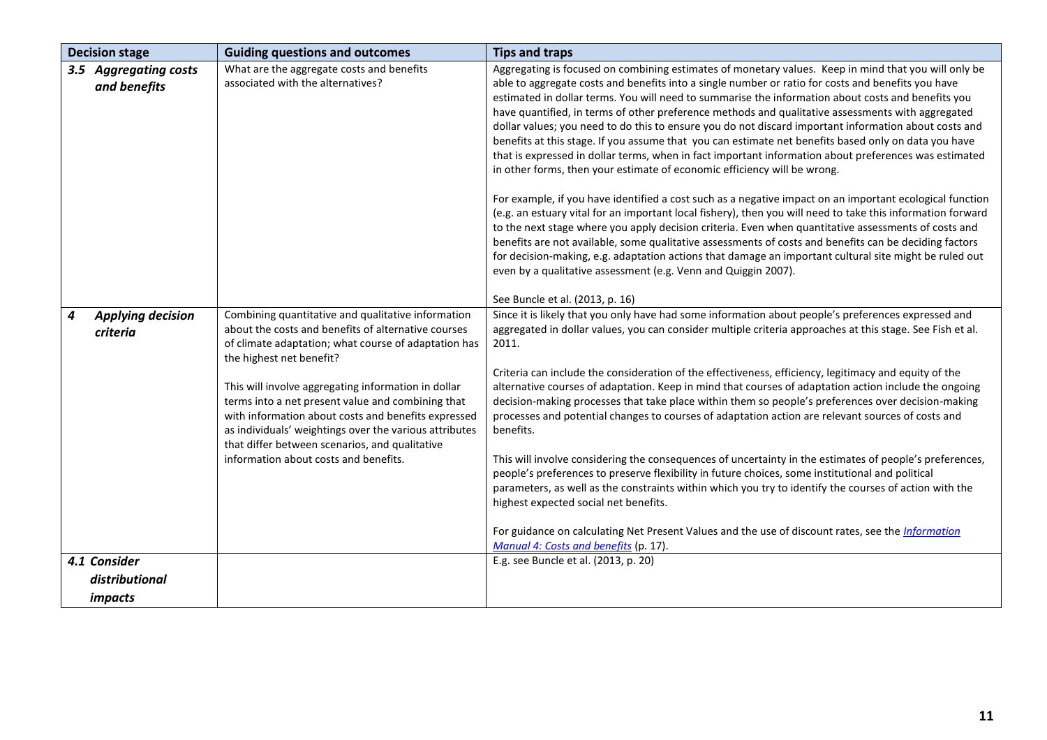| Decision stage | Guiding questions and outcomes | Tips and traps |
| --- | --- | --- |
| ***3.5 Aggregating costs and benefits*** | What are the aggregate costs and benefits associated with the alternatives? | Aggregating is focused on combining estimates of monetary values. Keep in mind that you will only be able to aggregate costs and benefits into a single number or ratio for costs and benefits you have estimated in dollar terms. You will need to summarise the information about costs and benefits you have quantified, in terms of other preference methods and qualitative assessments with aggregated dollar values; you need to do this to ensure you do not discard important information about costs and benefits at this stage. If you assume that you can estimate net benefits based only on data you have that is expressed in dollar terms, when in fact important information about preferences was estimated in other forms, then your estimate of economic efficiency will be wrong.<br><br>For example, if you have identified a cost such as a negative impact on an important ecological function (e.g. an estuary vital for an important local fishery), then you will need to take this information forward to the next stage where you apply decision criteria. Even when quantitative assessments of costs and benefits are not available, some qualitative assessments of costs and benefits can be deciding factors for decision-making, e.g. adaptation actions that damage an important cultural site might be ruled out even by a qualitative assessment (e.g. Venn and Quiggin 2007).<br><br>See Buncle et al. (2013, p. 16) |
| ***4 Applying decision criteria*** | Combining quantitative and qualitative information about the costs and benefits of alternative courses of climate adaptation; what course of adaptation has the highest net benefit?<br><br>This will involve aggregating information in dollar terms into a net present value and combining that with information about costs and benefits expressed as individuals' weightings over the various attributes that differ between scenarios, and qualitative information about costs and benefits. | Since it is likely that you only have had some information about people's preferences expressed and aggregated in dollar values, you can consider multiple criteria approaches at this stage. See Fish et al. 2011.<br><br>Criteria can include the consideration of the effectiveness, efficiency, legitimacy and equity of the alternative courses of adaptation. Keep in mind that courses of adaptation action include the ongoing decision-making processes that take place within them so people's preferences over decision-making processes and potential changes to courses of adaptation action are relevant sources of costs and benefits.<br><br>This will involve considering the consequences of uncertainty in the estimates of people's preferences, people's preferences to preserve flexibility in future choices, some institutional and political parameters, as well as the constraints within which you try to identify the courses of action with the highest expected social net benefits.<br><br>For guidance on calculating Net Present Values and the use of discount rates, see the *Information Manual 4: Costs and benefits* (p. 17). |
| ***4.1 Consider distributional impacts*** | | E.g. see Buncle et al. (2013, p. 20) |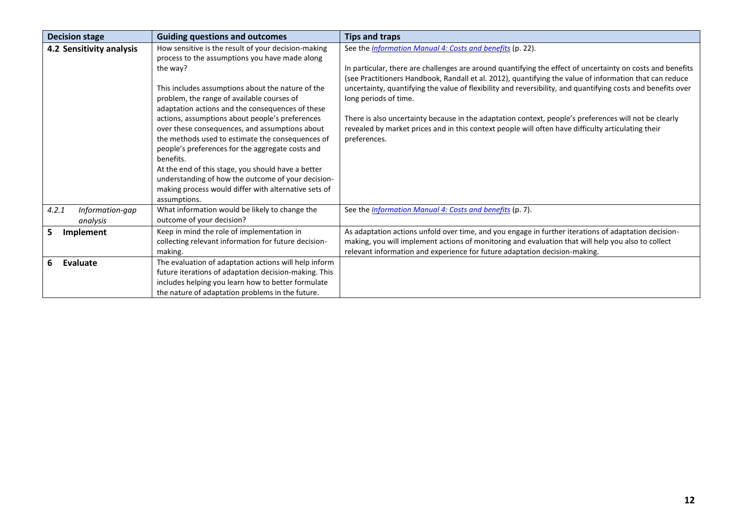| Decision stage | Guiding questions and outcomes | Tips and traps |
|---|---|---|
| **4.2 Sensitivity analysis** | How sensitive is the result of your decision-making process to the assumptions you have made along the way?<br><br>This includes assumptions about the nature of the problem, the range of available courses of adaptation actions and the consequences of these actions, assumptions about people's preferences over these consequences, and assumptions about the methods used to estimate the consequences of people's preferences for the aggregate costs and benefits.<br>At the end of this stage, you should have a better understanding of how the outcome of your decision-making process would differ with alternative sets of assumptions. | See the *Information Manual 4: Costs and benefits* (p. 22).<br><br>In particular, there are challenges are around quantifying the effect of uncertainty on costs and benefits (see Practitioners Handbook, Randall et al. 2012), quantifying the value of information that can reduce uncertainty, quantifying the value of flexibility and reversibility, and quantifying costs and benefits over long periods of time.<br><br>There is also uncertainty because in the adaptation context, people's preferences will not be clearly revealed by market prices and in this context people will often have difficulty articulating their preferences. |
| *4.2.1 Information-gap analysis* | What information would be likely to change the outcome of your decision? | See the *Information Manual 4: Costs and benefits* (p. 7). |
| **5 Implement** | Keep in mind the role of implementation in collecting relevant information for future decision-making. | As adaptation actions unfold over time, and you engage in further iterations of adaptation decision-making, you will implement actions of monitoring and evaluation that will help you also to collect relevant information and experience for future adaptation decision-making. |
| **6 Evaluate** | The evaluation of adaptation actions will help inform future iterations of adaptation decision-making. This includes helping you learn how to better formulate the nature of adaptation problems in the future. | |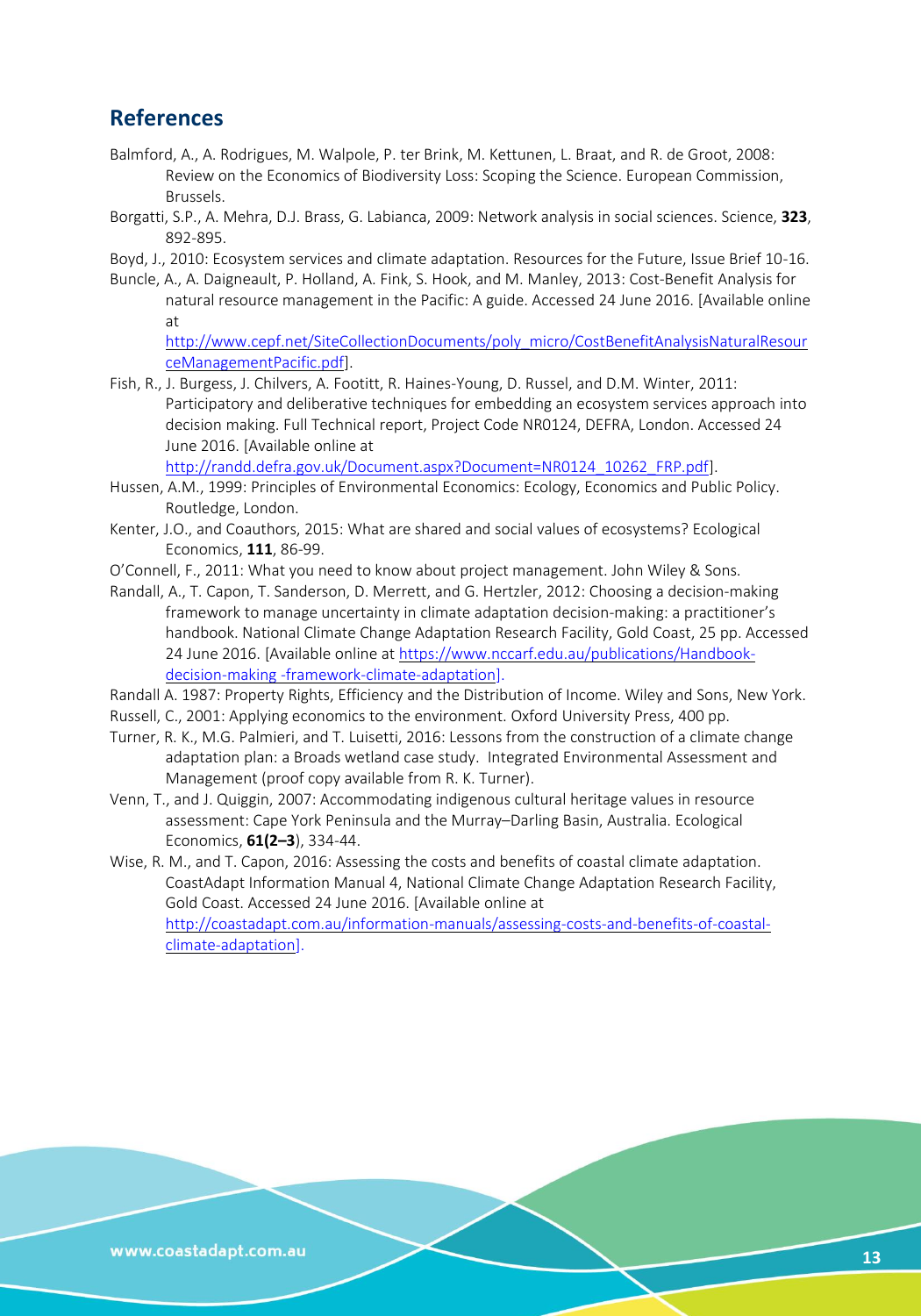## References

Balmford, A., A. Rodrigues, M. Walpole, P. ter Brink, M. Kettunen, L. Braat, and R. de Groot, 2008: Review on the Economics of Biodiversity Loss: Scoping the Science. European Commission, Brussels.

Borgatti, S.P., A. Mehra, D.J. Brass, G. Labianca, 2009: Network analysis in social sciences. Science, **323**, 892-895.

Boyd, J., 2010: Ecosystem services and climate adaptation. Resources for the Future, Issue Brief 10-16.

Buncle, A., A. Daigneault, P. Holland, A. Fink, S. Hook, and M. Manley, 2013: Cost-Benefit Analysis for natural resource management in the Pacific: A guide. Accessed 24 June 2016. [Available online at http://www.cepf.net/SiteCollectionDocuments/poly_micro/CostBenefitAnalysisNaturalResourceManagementPacific.pdf].

Fish, R., J. Burgess, J. Chilvers, A. Footitt, R. Haines-Young, D. Russel, and D.M. Winter, 2011: Participatory and deliberative techniques for embedding an ecosystem services approach into decision making. Full Technical report, Project Code NR0124, DEFRA, London. Accessed 24 June 2016. [Available online at http://randd.defra.gov.uk/Document.aspx?Document=NR0124_10262_FRP.pdf].

Hussen, A.M., 1999: Principles of Environmental Economics: Ecology, Economics and Public Policy. Routledge, London.

Kenter, J.O., and Coauthors, 2015: What are shared and social values of ecosystems? Ecological Economics, **111**, 86-99.

O'Connell, F., 2011: What you need to know about project management. John Wiley & Sons.

Randall, A., T. Capon, T. Sanderson, D. Merrett, and G. Hertzler, 2012: Choosing a decision-making framework to manage uncertainty in climate adaptation decision-making: a practitioner's handbook. National Climate Change Adaptation Research Facility, Gold Coast, 25 pp. Accessed 24 June 2016. [Available online at https://www.nccarf.edu.au/publications/Handbook-decision-making -framework-climate-adaptation].

Randall A. 1987: Property Rights, Efficiency and the Distribution of Income. Wiley and Sons, New York.

Russell, C., 2001: Applying economics to the environment. Oxford University Press, 400 pp.

Turner, R. K., M.G. Palmieri, and T. Luisetti, 2016: Lessons from the construction of a climate change adaptation plan: a Broads wetland case study. Integrated Environmental Assessment and Management (proof copy available from R. K. Turner).

Venn, T., and J. Quiggin, 2007: Accommodating indigenous cultural heritage values in resource assessment: Cape York Peninsula and the Murray–Darling Basin, Australia. Ecological Economics, **61(2–3**), 334-44.

Wise, R. M., and T. Capon, 2016: Assessing the costs and benefits of coastal climate adaptation. CoastAdapt Information Manual 4, National Climate Change Adaptation Research Facility, Gold Coast. Accessed 24 June 2016. [Available online at http://coastadapt.com.au/information-manuals/assessing-costs-and-benefits-of-coastal-climate-adaptation].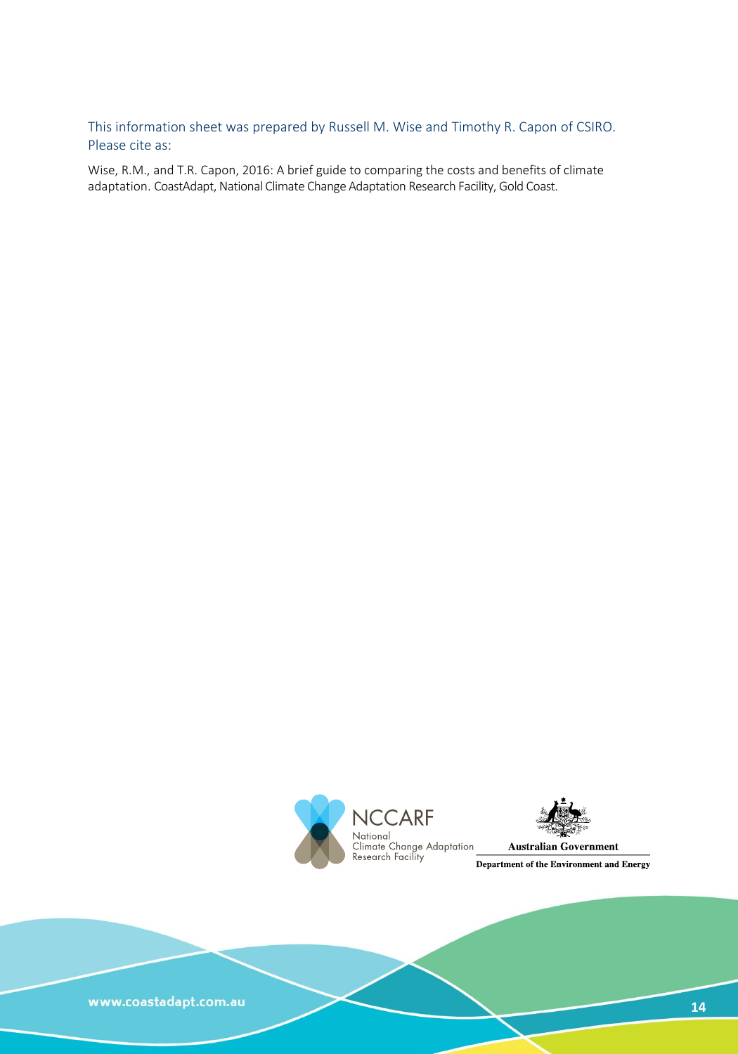This information sheet was prepared by Russell M. Wise and Timothy R. Capon of CSIRO. Please cite as:

Wise, R.M., and T.R. Capon, 2016: A brief guide to comparing the costs and benefits of climate adaptation. CoastAdapt, National Climate Change Adaptation Research Facility, Gold Coast.

NCCARF
National
Climate Change Adaptation
Research Facility

Australian Government
Department of the Environment and Energy

www.coastadapt.com.au